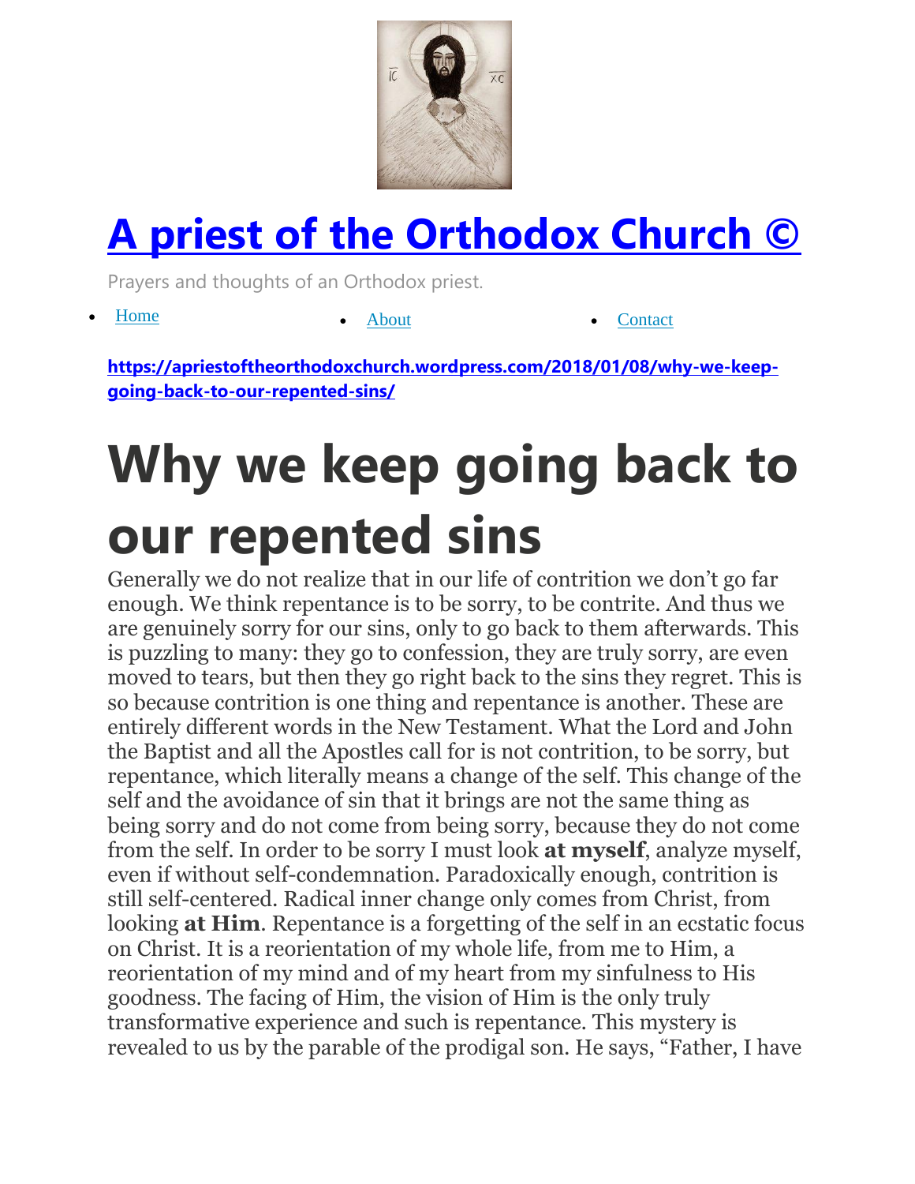# [A priest of the Orthodox Church ©](https://apriestoftheorthodoxchurch.wordpress.com/)

Prayers and thoughts of an Orthodox priest.

- [Home](https://apriestoftheorthodoxchurch.wordpress.com/)
- [About](https://apriestoftheorthodoxchurch.wordpress.com/)
- [Contact](https://apriestoftheorthodoxchurch.wordpress.com/)

[https://apriestoftheorthodoxchurch.wordpress.com/2018/01/08/why-we-keep-going-back-to-our-repented-sins/](https://apriestoftheorthodoxchurch.wordpress.com/2018/01/08/why-we-keep-going-back-to-our-repented-sins/)

# Why we keep going back to our repented sins

Generally we do not realize that in our life of contrition we don't go far enough. We think repentance is to be sorry, to be contrite. And thus we are genuinely sorry for our sins, only to go back to them afterwards. This is puzzling to many: they go to confession, they are truly sorry, are even moved to tears, but then they go right back to the sins they regret. This is so because contrition is one thing and repentance is another. These are entirely different words in the New Testament. What the Lord and John the Baptist and all the Apostles call for is not contrition, to be sorry, but repentance, which literally means a change of the self. This change of the self and the avoidance of sin that it brings are not the same thing as being sorry and do not come from being sorry, because they do not come from the self. In order to be sorry I must look **at myself**, analyze myself, even if without self-condemnation. Paradoxically enough, contrition is still self-centered. Radical inner change only comes from Christ, from looking **at Him**. Repentance is a forgetting of the self in an ecstatic focus on Christ. It is a reorientation of my whole life, from me to Him, a reorientation of my mind and of my heart from my sinfulness to His goodness. The facing of Him, the vision of Him is the only truly transformative experience and such is repentance. This mystery is revealed to us by the parable of the prodigal son. He says, "Father, I have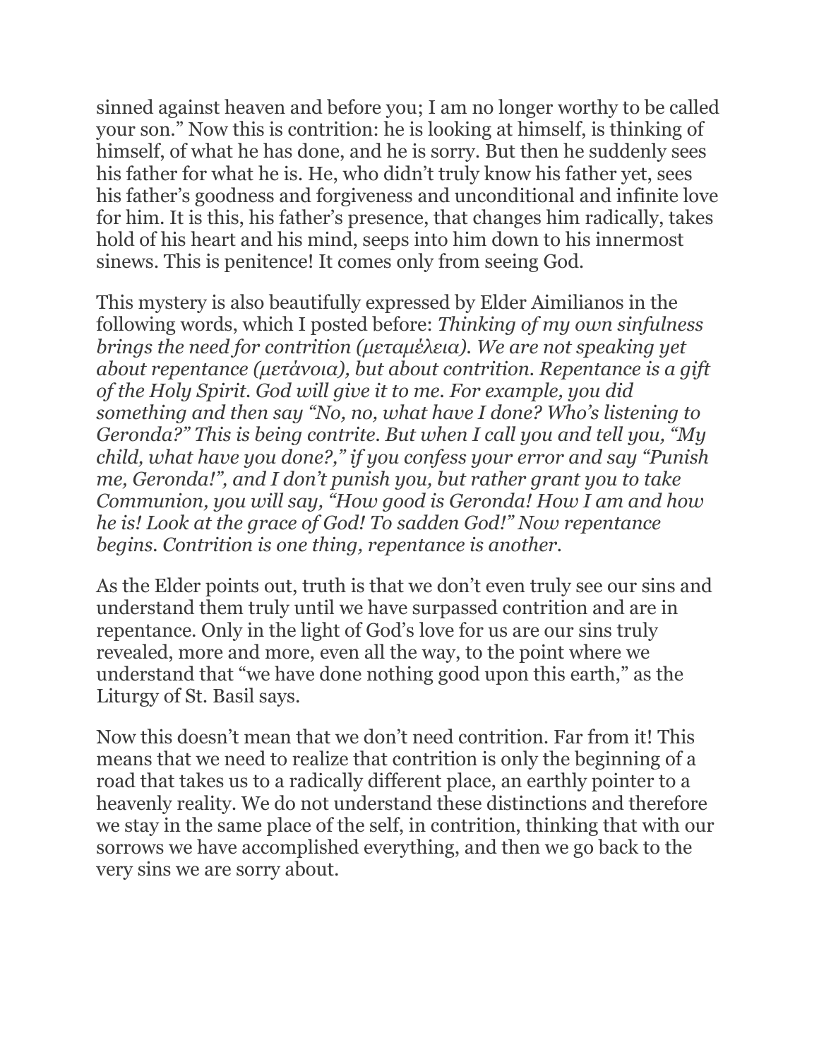sinned against heaven and before you; I am no longer worthy to be called your son." Now this is contrition: he is looking at himself, is thinking of himself, of what he has done, and he is sorry. But then he suddenly sees his father for what he is. He, who didn't truly know his father yet, sees his father's goodness and forgiveness and unconditional and infinite love for him. It is this, his father's presence, that changes him radically, takes hold of his heart and his mind, seeps into him down to his innermost sinews. This is penitence! It comes only from seeing God.

This mystery is also beautifully expressed by Elder Aimilianos in the following words, which I posted before: *Thinking of my own sinfulness brings the need for contrition (μεταμέλεια). We are not speaking yet about repentance (μετάνοια), but about contrition. Repentance is a gift of the Holy Spirit. God will give it to me. For example, you did something and then say "No, no, what have I done? Who's listening to Geronda?" This is being contrite. But when I call you and tell you, "My child, what have you done?," if you confess your error and say "Punish me, Geronda!", and I don't punish you, but rather grant you to take Communion, you will say, "How good is Geronda! How I am and how he is! Look at the grace of God! To sadden God!" Now repentance begins. Contrition is one thing, repentance is another.*

As the Elder points out, truth is that we don't even truly see our sins and understand them truly until we have surpassed contrition and are in repentance. Only in the light of God's love for us are our sins truly revealed, more and more, even all the way, to the point where we understand that "we have done nothing good upon this earth," as the Liturgy of St. Basil says.

Now this doesn't mean that we don't need contrition. Far from it! This means that we need to realize that contrition is only the beginning of a road that takes us to a radically different place, an earthly pointer to a heavenly reality. We do not understand these distinctions and therefore we stay in the same place of the self, in contrition, thinking that with our sorrows we have accomplished everything, and then we go back to the very sins we are sorry about.